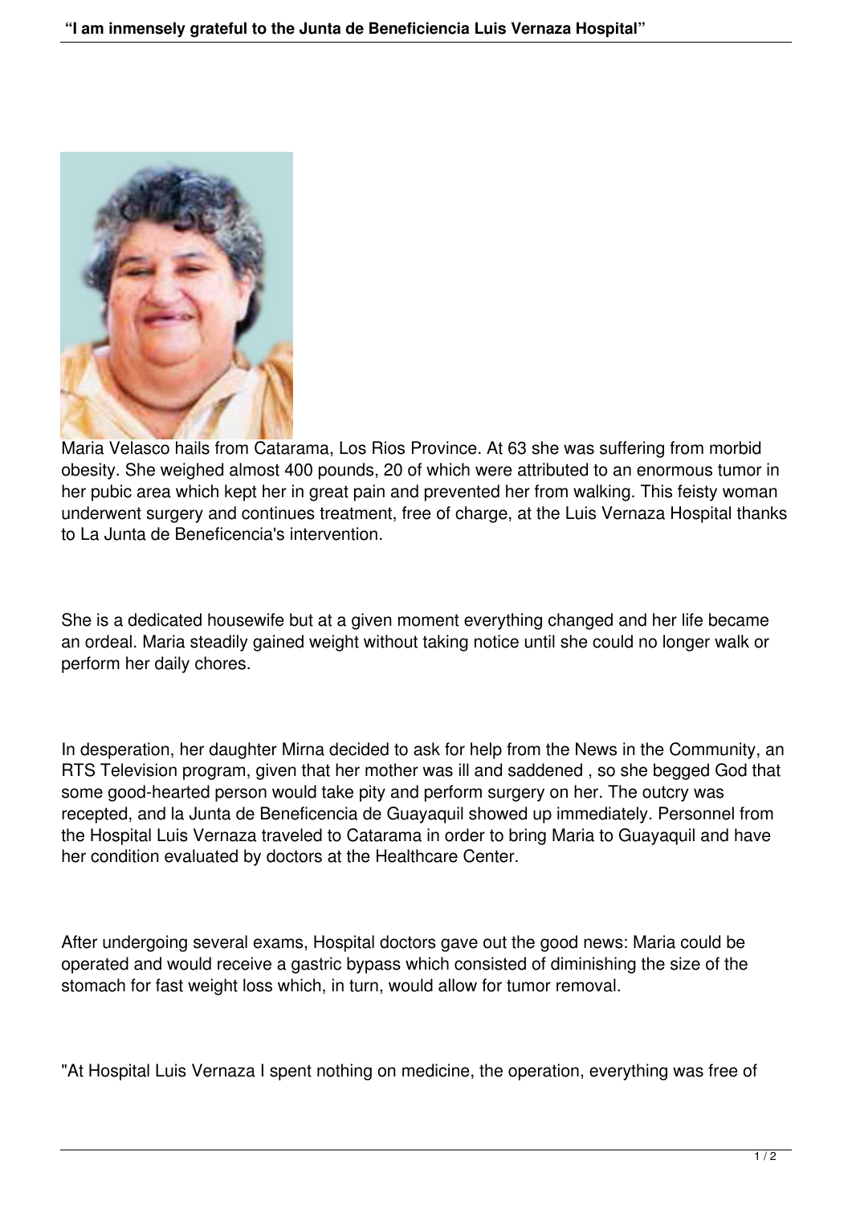Maria Velasco hails from Catarama, Los Rios Province. At 63 she was suffering from morbid obesity. She weighed almost 400 pounds, 20 of which were attributed to an enormous tumor in her pubic area which kept her in great pain and prevented her from walking. This feisty woman underwent surgery and continues treatment, free of charge, at the Luis Vernaza Hospital thanks to La Junta de Beneficencia's intervention.

She is a dedicated housewife but at a given moment everything changed and her life became an ordeal. Maria steadily gained weight without taking notice until she could no longer walk or perform her daily chores.

In desperation, her daughter Mirna decided to ask for help from the News in the Community, an RTS Television program, given that her mother was ill and saddened , so she begged God that some good-hearted person would take pity and perform surgery on her. The outcry was recepted, and la Junta de Beneficencia de Guayaquil showed up immediately. Personnel from the Hospital Luis Vernaza traveled to Catarama in order to bring Maria to Guayaquil and have her condition evaluated by doctors at the Healthcare Center.

After undergoing several exams, Hospital doctors gave out the good news: Maria could be operated and would receive a gastric bypass which consisted of diminishing the size of the stomach for fast weight loss which, in turn, would allow for tumor removal.

"At Hospital Luis Vernaza I spent nothing on medicine, the operation, everything was free of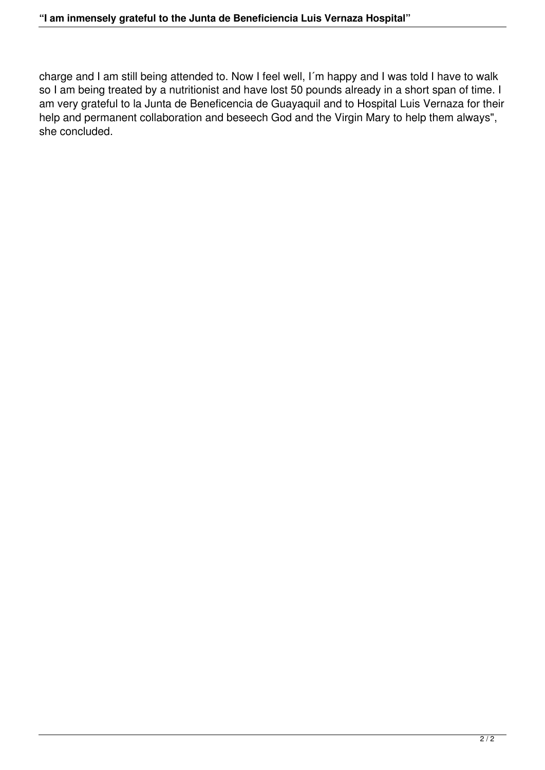charge and I am still being attended to. Now I feel well, I´m happy and I was told I have to walk so I am being treated by a nutritionist and have lost 50 pounds already in a short span of time. I am very grateful to la Junta de Beneficencia de Guayaquil and to Hospital Luis Vernaza for their help and permanent collaboration and beseech God and the Virgin Mary to help them always", she concluded.